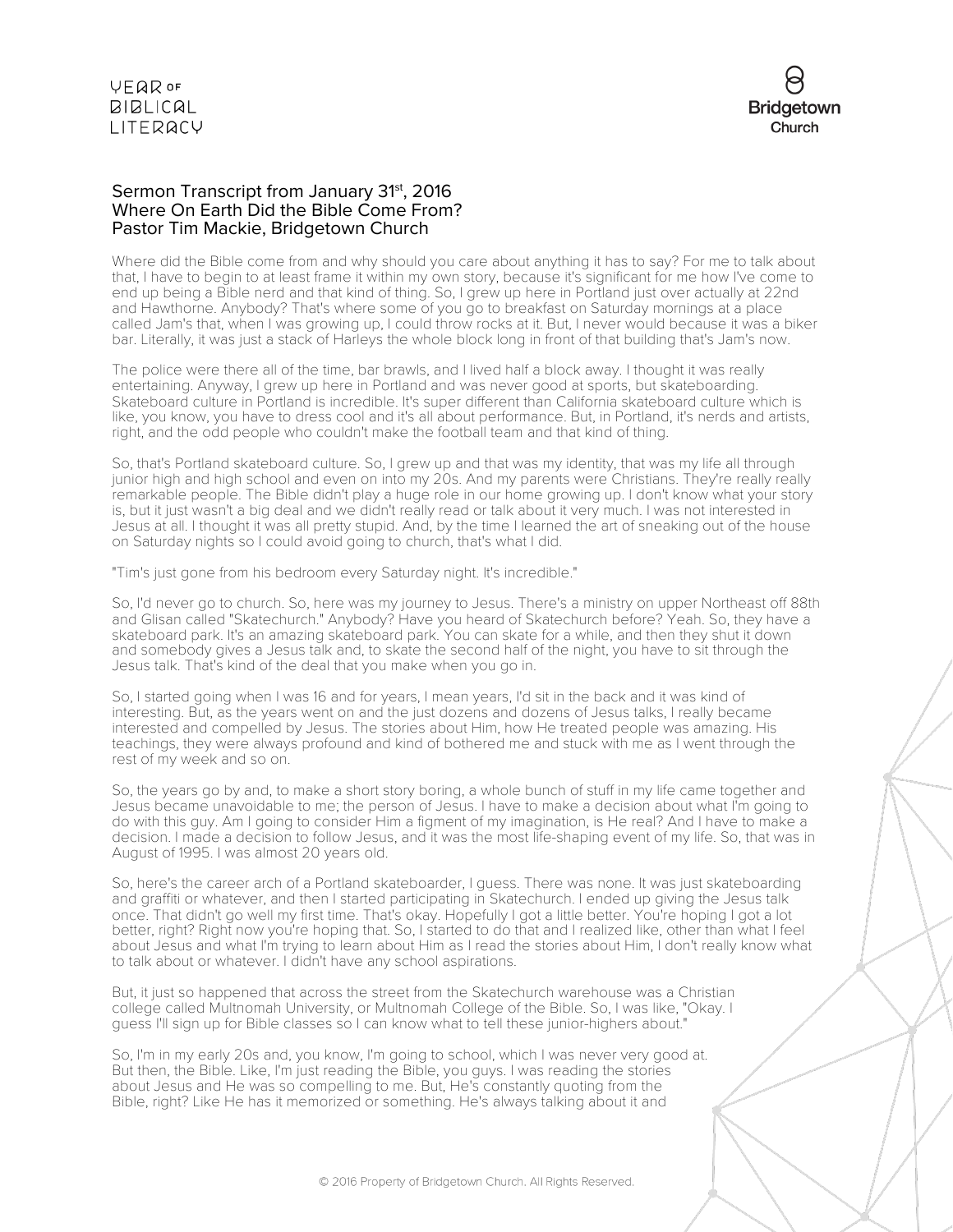Sermon Transcript from January 31st, 2016
Where On Earth Did the Bible Come From?
Pastor Tim Mackie, Bridgetown Church

Where did the Bible come from and why should you care about anything it has to say? For me to talk about that, I have to begin to at least frame it within my own story, because it's significant for me how I've come to end up being a Bible nerd and that kind of thing. So, I grew up here in Portland just over actually at 22nd and Hawthorne. Anybody? That's where some of you go to breakfast on Saturday mornings at a place called Jam's that, when I was growing up, I could throw rocks at it. But, I never would because it was a biker bar. Literally, it was just a stack of Harleys the whole block long in front of that building that's Jam's now.

The police were there all of the time, bar brawls, and I lived half a block away. I thought it was really entertaining. Anyway, I grew up here in Portland and was never good at sports, but skateboarding. Skateboard culture in Portland is incredible. It's super different than California skateboard culture which is like, you know, you have to dress cool and it's all about performance. But, in Portland, it's nerds and artists, right, and the odd people who couldn't make the football team and that kind of thing.

So, that's Portland skateboard culture. So, I grew up and that was my identity, that was my life all through junior high and high school and even on into my 20s. And my parents were Christians. They're really really remarkable people. The Bible didn't play a huge role in our home growing up. I don't know what your story is, but it just wasn't a big deal and we didn't really read or talk about it very much. I was not interested in Jesus at all. I thought it was all pretty stupid. And, by the time I learned the art of sneaking out of the house on Saturday nights so I could avoid going to church, that's what I did.

"Tim's just gone from his bedroom every Saturday night. It's incredible."

So, I'd never go to church. So, here was my journey to Jesus. There's a ministry on upper Northeast off 88th and Glisan called "Skatechurch." Anybody? Have you heard of Skatechurch before? Yeah. So, they have a skateboard park. It's an amazing skateboard park. You can skate for a while, and then they shut it down and somebody gives a Jesus talk and, to skate the second half of the night, you have to sit through the Jesus talk. That's kind of the deal that you make when you go in.

So, I started going when I was 16 and for years, I mean years, I'd sit in the back and it was kind of interesting. But, as the years went on and the just dozens and dozens of Jesus talks, I really became interested and compelled by Jesus. The stories about Him, how He treated people was amazing. His teachings, they were always profound and kind of bothered me and stuck with me as I went through the rest of my week and so on.

So, the years go by and, to make a short story boring, a whole bunch of stuff in my life came together and Jesus became unavoidable to me; the person of Jesus. I have to make a decision about what I'm going to do with this guy. Am I going to consider Him a figment of my imagination, is He real? And I have to make a decision. I made a decision to follow Jesus, and it was the most life-shaping event of my life. So, that was in August of 1995. I was almost 20 years old.

So, here's the career arch of a Portland skateboarder, I guess. There was none. It was just skateboarding and graffiti or whatever, and then I started participating in Skatechurch. I ended up giving the Jesus talk once. That didn't go well my first time. That's okay. Hopefully I got a little better. You're hoping I got a lot better, right? Right now you're hoping that. So, I started to do that and I realized like, other than what I feel about Jesus and what I'm trying to learn about Him as I read the stories about Him, I don't really know what to talk about or whatever. I didn't have any school aspirations.

But, it just so happened that across the street from the Skatechurch warehouse was a Christian college called Multnomah University, or Multnomah College of the Bible. So, I was like, "Okay. I guess I'll sign up for Bible classes so I can know what to tell these junior-highers about."

So, I'm in my early 20s and, you know, I'm going to school, which I was never very good at. But then, the Bible. Like, I'm just reading the Bible, you guys. I was reading the stories about Jesus and He was so compelling to me. But, He's constantly quoting from the Bible, right? Like He has it memorized or something. He's always talking about it and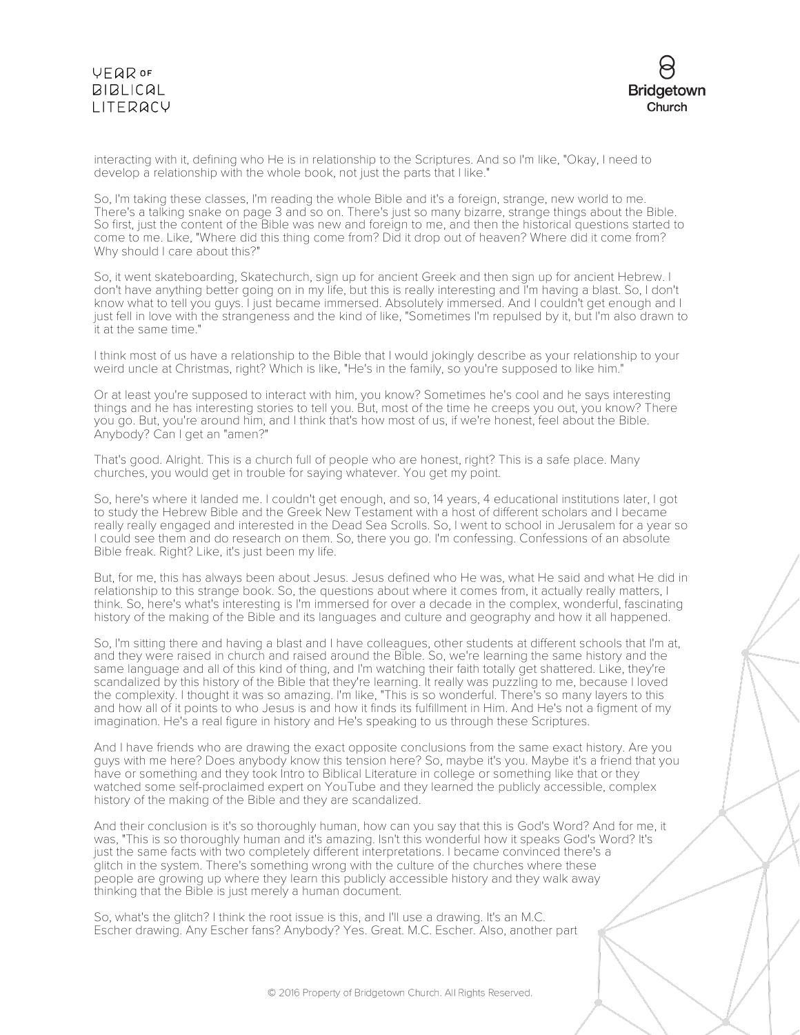interacting with it, defining who He is in relationship to the Scriptures. And so I'm like, "Okay, I need to develop a relationship with the whole book, not just the parts that I like."

So, I'm taking these classes, I'm reading the whole Bible and it's a foreign, strange, new world to me. There's a talking snake on page 3 and so on. There's just so many bizarre, strange things about the Bible. So first, just the content of the Bible was new and foreign to me, and then the historical questions started to come to me. Like, "Where did this thing come from? Did it drop out of heaven? Where did it come from? Why should I care about this?"

So, it went skateboarding, Skatechurch, sign up for ancient Greek and then sign up for ancient Hebrew. I don't have anything better going on in my life, but this is really interesting and I'm having a blast. So, I don't know what to tell you guys. I just became immersed. Absolutely immersed. And I couldn't get enough and I just fell in love with the strangeness and the kind of like, "Sometimes I'm repulsed by it, but I'm also drawn to it at the same time."

I think most of us have a relationship to the Bible that I would jokingly describe as your relationship to your weird uncle at Christmas, right? Which is like, "He's in the family, so you're supposed to like him."

Or at least you're supposed to interact with him, you know? Sometimes he's cool and he says interesting things and he has interesting stories to tell you. But, most of the time he creeps you out, you know? There you go. But, you're around him, and I think that's how most of us, if we're honest, feel about the Bible. Anybody? Can I get an "amen?"

That's good. Alright. This is a church full of people who are honest, right? This is a safe place. Many churches, you would get in trouble for saying whatever. You get my point.

So, here's where it landed me. I couldn't get enough, and so, 14 years, 4 educational institutions later, I got to study the Hebrew Bible and the Greek New Testament with a host of different scholars and I became really really engaged and interested in the Dead Sea Scrolls. So, I went to school in Jerusalem for a year so I could see them and do research on them. So, there you go. I'm confessing. Confessions of an absolute Bible freak. Right? Like, it's just been my life.

But, for me, this has always been about Jesus. Jesus defined who He was, what He said and what He did in relationship to this strange book. So, the questions about where it comes from, it actually really matters, I think. So, here's what's interesting is I'm immersed for over a decade in the complex, wonderful, fascinating history of the making of the Bible and its languages and culture and geography and how it all happened.

So, I'm sitting there and having a blast and I have colleagues, other students at different schools that I'm at, and they were raised in church and raised around the Bible. So, we're learning the same history and the same language and all of this kind of thing, and I'm watching their faith totally get shattered. Like, they're scandalized by this history of the Bible that they're learning. It really was puzzling to me, because I loved the complexity. I thought it was so amazing. I'm like, "This is so wonderful. There's so many layers to this and how all of it points to who Jesus is and how it finds its fulfillment in Him. And He's not a figment of my imagination. He's a real figure in history and He's speaking to us through these Scriptures.

And I have friends who are drawing the exact opposite conclusions from the same exact history. Are you guys with me here? Does anybody know this tension here? So, maybe it's you. Maybe it's a friend that you have or something and they took Intro to Biblical Literature in college or something like that or they watched some self-proclaimed expert on YouTube and they learned the publicly accessible, complex history of the making of the Bible and they are scandalized.

And their conclusion is it's so thoroughly human, how can you say that this is God's Word? And for me, it was, "This is so thoroughly human and it's amazing. Isn't this wonderful how it speaks God's Word? It's just the same facts with two completely different interpretations. I became convinced there's a glitch in the system. There's something wrong with the culture of the churches where these people are growing up where they learn this publicly accessible history and they walk away thinking that the Bible is just merely a human document.

So, what's the glitch? I think the root issue is this, and I'll use a drawing. It's an M.C. Escher drawing. Any Escher fans? Anybody? Yes. Great. M.C. Escher. Also, another part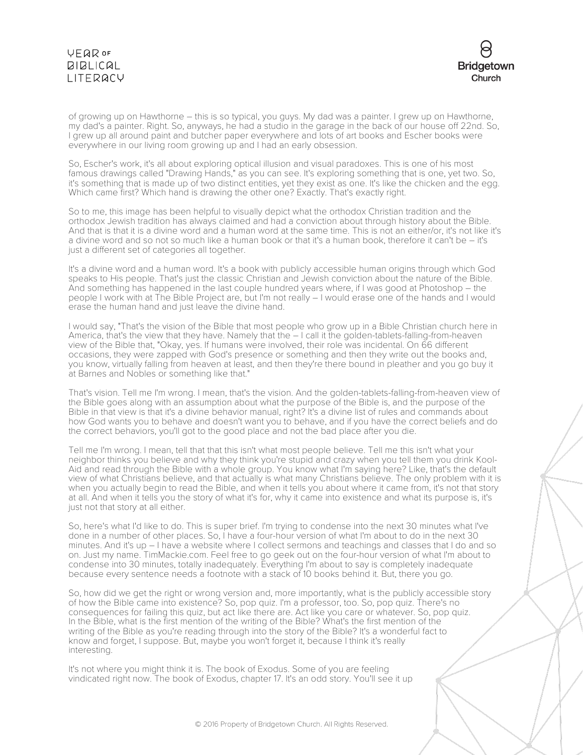of growing up on Hawthorne – this is so typical, you guys. My dad was a painter. I grew up on Hawthorne, my dad's a painter. Right. So, anyways, he had a studio in the garage in the back of our house off 22nd. So, I grew up all around paint and butcher paper everywhere and lots of art books and Escher books were everywhere in our living room growing up and I had an early obsession.

So, Escher's work, it's all about exploring optical illusion and visual paradoxes. This is one of his most famous drawings called "Drawing Hands," as you can see. It's exploring something that is one, yet two. So, it's something that is made up of two distinct entities, yet they exist as one. It's like the chicken and the egg. Which came first? Which hand is drawing the other one? Exactly. That's exactly right.

So to me, this image has been helpful to visually depict what the orthodox Christian tradition and the orthodox Jewish tradition has always claimed and had a conviction about through history about the Bible. And that is that it is a divine word and a human word at the same time. This is not an either/or, it's not like it's a divine word and so not so much like a human book or that it's a human book, therefore it can't be – it's just a different set of categories all together.

It's a divine word and a human word. It's a book with publicly accessible human origins through which God speaks to His people. That's just the classic Christian and Jewish conviction about the nature of the Bible. And something has happened in the last couple hundred years where, if I was good at Photoshop – the people I work with at The Bible Project are, but I'm not really – I would erase one of the hands and I would erase the human hand and just leave the divine hand.

I would say, "That's the vision of the Bible that most people who grow up in a Bible Christian church here in America, that's the view that they have. Namely that the – I call it the golden-tablets-falling-from-heaven view of the Bible that, "Okay, yes. If humans were involved, their role was incidental. On 66 different occasions, they were zapped with God's presence or something and then they write out the books and, you know, virtually falling from heaven at least, and then they're there bound in pleather and you go buy it at Barnes and Nobles or something like that."

That's vision. Tell me I'm wrong. I mean, that's the vision. And the golden-tablets-falling-from-heaven view of the Bible goes along with an assumption about what the purpose of the Bible is, and the purpose of the Bible in that view is that it's a divine behavior manual, right? It's a divine list of rules and commands about how God wants you to behave and doesn't want you to behave, and if you have the correct beliefs and do the correct behaviors, you'll got to the good place and not the bad place after you die.

Tell me I'm wrong. I mean, tell that that this isn't what most people believe. Tell me this isn't what your neighbor thinks you believe and why they think you're stupid and crazy when you tell them you drink Kool-Aid and read through the Bible with a whole group. You know what I'm saying here? Like, that's the default view of what Christians believe, and that actually is what many Christians believe. The only problem with it is when you actually begin to read the Bible, and when it tells you about where it came from, it's not that story at all. And when it tells you the story of what it's for, why it came into existence and what its purpose is, it's just not that story at all either.

So, here's what I'd like to do. This is super brief. I'm trying to condense into the next 30 minutes what I've done in a number of other places. So, I have a four-hour version of what I'm about to do in the next 30 minutes. And it's up – I have a website where I collect sermons and teachings and classes that I do and so on. Just my name. TimMackie.com. Feel free to go geek out on the four-hour version of what I'm about to condense into 30 minutes, totally inadequately. Everything I'm about to say is completely inadequate because every sentence needs a footnote with a stack of 10 books behind it. But, there you go.

So, how did we get the right or wrong version and, more importantly, what is the publicly accessible story of how the Bible came into existence? So, pop quiz. I'm a professor, too. So, pop quiz. There's no consequences for failing this quiz, but act like there are. Act like you care or whatever. So, pop quiz. In the Bible, what is the first mention of the writing of the Bible? What's the first mention of the writing of the Bible as you're reading through into the story of the Bible? It's a wonderful fact to know and forget, I suppose. But, maybe you won't forget it, because I think it's really interesting.

It's not where you might think it is. The book of Exodus. Some of you are feeling vindicated right now. The book of Exodus, chapter 17. It's an odd story. You'll see it up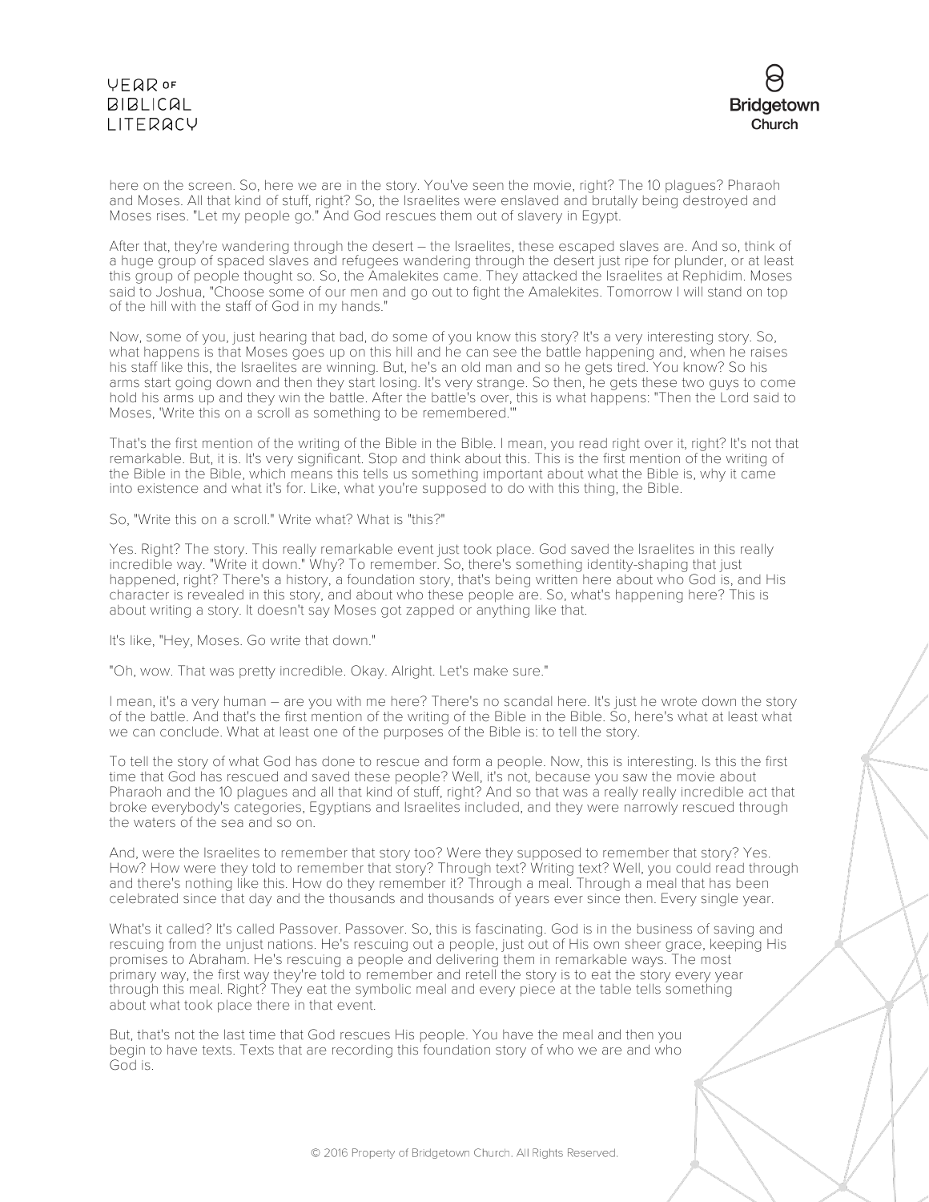here on the screen. So, here we are in the story. You've seen the movie, right? The 10 plagues? Pharaoh and Moses. All that kind of stuff, right? So, the Israelites were enslaved and brutally being destroyed and Moses rises. "Let my people go." And God rescues them out of slavery in Egypt.

After that, they're wandering through the desert – the Israelites, these escaped slaves are. And so, think of a huge group of spaced slaves and refugees wandering through the desert just ripe for plunder, or at least this group of people thought so. So, the Amalekites came. They attacked the Israelites at Rephidim. Moses said to Joshua, "Choose some of our men and go out to fight the Amalekites. Tomorrow I will stand on top of the hill with the staff of God in my hands."

Now, some of you, just hearing that bad, do some of you know this story? It's a very interesting story. So, what happens is that Moses goes up on this hill and he can see the battle happening and, when he raises his staff like this, the Israelites are winning. But, he's an old man and so he gets tired. You know? So his arms start going down and then they start losing. It's very strange. So then, he gets these two guys to come hold his arms up and they win the battle. After the battle's over, this is what happens: "Then the Lord said to Moses, 'Write this on a scroll as something to be remembered.'"

That's the first mention of the writing of the Bible in the Bible. I mean, you read right over it, right? It's not that remarkable. But, it is. It's very significant. Stop and think about this. This is the first mention of the writing of the Bible in the Bible, which means this tells us something important about what the Bible is, why it came into existence and what it's for. Like, what you're supposed to do with this thing, the Bible.

So, "Write this on a scroll." Write what? What is "this?"

Yes. Right? The story. This really remarkable event just took place. God saved the Israelites in this really incredible way. "Write it down." Why? To remember. So, there's something identity-shaping that just happened, right? There's a history, a foundation story, that's being written here about who God is, and His character is revealed in this story, and about who these people are. So, what's happening here? This is about writing a story. It doesn't say Moses got zapped or anything like that.

It's like, "Hey, Moses. Go write that down."

"Oh, wow. That was pretty incredible. Okay. Alright. Let's make sure."

I mean, it's a very human – are you with me here? There's no scandal here. It's just he wrote down the story of the battle. And that's the first mention of the writing of the Bible in the Bible. So, here's what at least what we can conclude. What at least one of the purposes of the Bible is: to tell the story.

To tell the story of what God has done to rescue and form a people. Now, this is interesting. Is this the first time that God has rescued and saved these people? Well, it's not, because you saw the movie about Pharaoh and the 10 plagues and all that kind of stuff, right? And so that was a really really incredible act that broke everybody's categories, Egyptians and Israelites included, and they were narrowly rescued through the waters of the sea and so on.

And, were the Israelites to remember that story too? Were they supposed to remember that story? Yes. How? How were they told to remember that story? Through text? Writing text? Well, you could read through and there's nothing like this. How do they remember it? Through a meal. Through a meal that has been celebrated since that day and the thousands and thousands of years ever since then. Every single year.

What's it called? It's called Passover. Passover. So, this is fascinating. God is in the business of saving and rescuing from the unjust nations. He's rescuing out a people, just out of His own sheer grace, keeping His promises to Abraham. He's rescuing a people and delivering them in remarkable ways. The most primary way, the first way they're told to remember and retell the story is to eat the story every year through this meal. Right? They eat the symbolic meal and every piece at the table tells something about what took place there in that event.

But, that's not the last time that God rescues His people. You have the meal and then you begin to have texts. Texts that are recording this foundation story of who we are and who God is.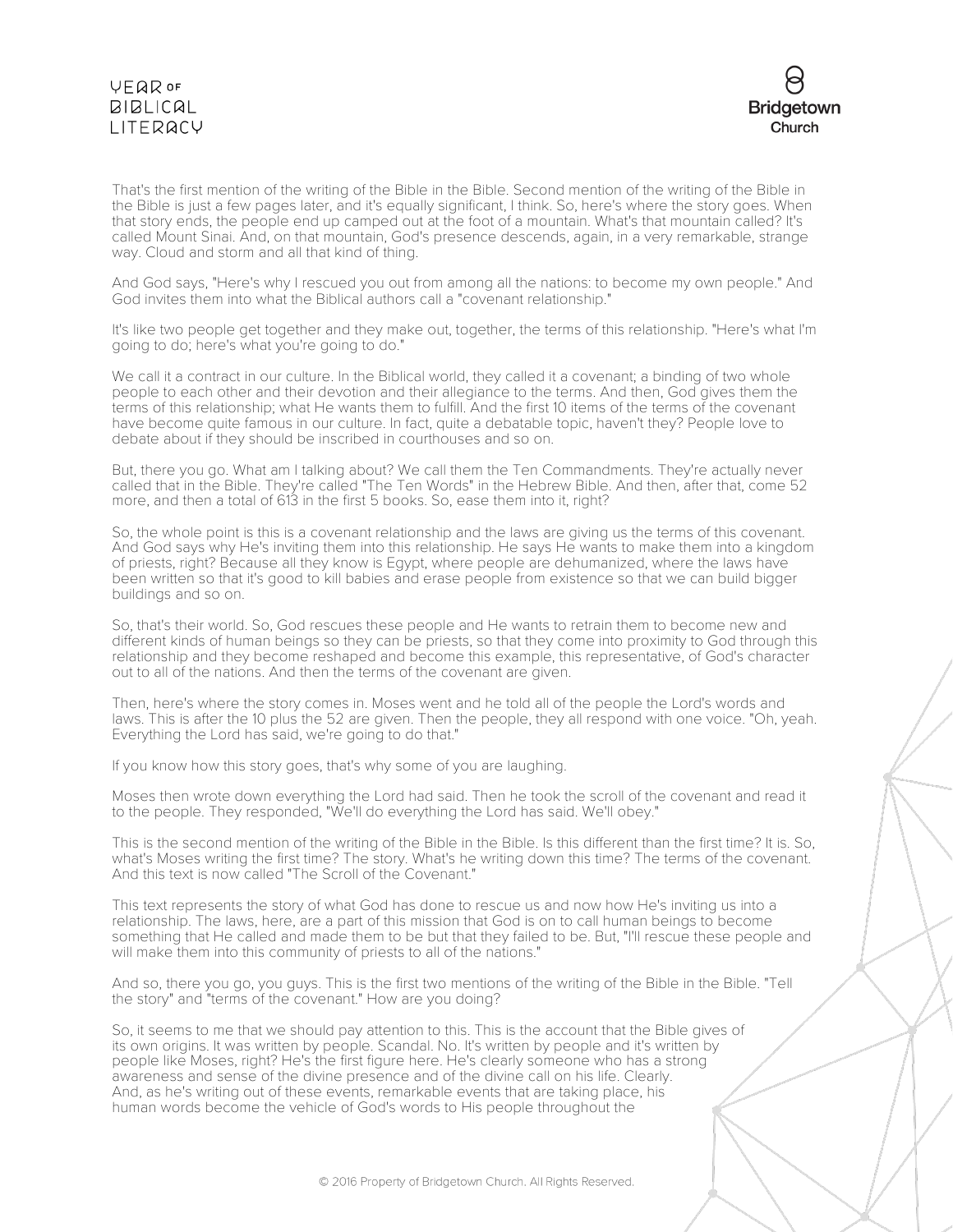That's the first mention of the writing of the Bible in the Bible. Second mention of the writing of the Bible in the Bible is just a few pages later, and it's equally significant, I think. So, here's where the story goes. When that story ends, the people end up camped out at the foot of a mountain. What's that mountain called? It's called Mount Sinai. And, on that mountain, God's presence descends, again, in a very remarkable, strange way. Cloud and storm and all that kind of thing.

And God says, "Here's why I rescued you out from among all the nations: to become my own people." And God invites them into what the Biblical authors call a "covenant relationship."

It's like two people get together and they make out, together, the terms of this relationship. "Here's what I'm going to do; here's what you're going to do."

We call it a contract in our culture. In the Biblical world, they called it a covenant; a binding of two whole people to each other and their devotion and their allegiance to the terms. And then, God gives them the terms of this relationship; what He wants them to fulfill. And the first 10 items of the terms of the covenant have become quite famous in our culture. In fact, quite a debatable topic, haven't they? People love to debate about if they should be inscribed in courthouses and so on.

But, there you go. What am I talking about? We call them the Ten Commandments. They're actually never called that in the Bible. They're called "The Ten Words" in the Hebrew Bible. And then, after that, come 52 more, and then a total of 613 in the first 5 books. So, ease them into it, right?

So, the whole point is this is a covenant relationship and the laws are giving us the terms of this covenant. And God says why He's inviting them into this relationship. He says He wants to make them into a kingdom of priests, right? Because all they know is Egypt, where people are dehumanized, where the laws have been written so that it's good to kill babies and erase people from existence so that we can build bigger buildings and so on.

So, that's their world. So, God rescues these people and He wants to retrain them to become new and different kinds of human beings so they can be priests, so that they come into proximity to God through this relationship and they become reshaped and become this example, this representative, of God's character out to all of the nations. And then the terms of the covenant are given.

Then, here's where the story comes in. Moses went and he told all of the people the Lord's words and laws. This is after the 10 plus the 52 are given. Then the people, they all respond with one voice. "Oh, yeah. Everything the Lord has said, we're going to do that."

If you know how this story goes, that's why some of you are laughing.

Moses then wrote down everything the Lord had said. Then he took the scroll of the covenant and read it to the people. They responded, "We'll do everything the Lord has said. We'll obey."

This is the second mention of the writing of the Bible in the Bible. Is this different than the first time? It is. So, what's Moses writing the first time? The story. What's he writing down this time? The terms of the covenant. And this text is now called "The Scroll of the Covenant."

This text represents the story of what God has done to rescue us and now how He's inviting us into a relationship. The laws, here, are a part of this mission that God is on to call human beings to become something that He called and made them to be but that they failed to be. But, "I'll rescue these people and will make them into this community of priests to all of the nations."

And so, there you go, you guys. This is the first two mentions of the writing of the Bible in the Bible. "Tell the story" and "terms of the covenant." How are you doing?

So, it seems to me that we should pay attention to this. This is the account that the Bible gives of its own origins. It was written by people. Scandal. No. It's written by people and it's written by people like Moses, right? He's the first figure here. He's clearly someone who has a strong awareness and sense of the divine presence and of the divine call on his life. Clearly. And, as he's writing out of these events, remarkable events that are taking place, his human words become the vehicle of God's words to His people throughout the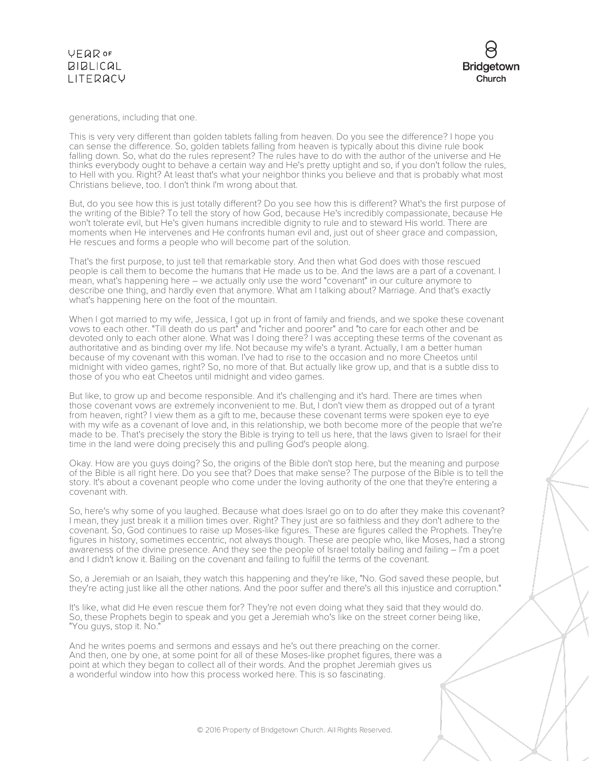generations, including that one.

This is very very different than golden tablets falling from heaven. Do you see the difference? I hope you can sense the difference. So, golden tablets falling from heaven is typically about this divine rule book falling down. So, what do the rules represent? The rules have to do with the author of the universe and He thinks everybody ought to behave a certain way and He's pretty uptight and so, if you don't follow the rules, to Hell with you. Right? At least that's what your neighbor thinks you believe and that is probably what most Christians believe, too. I don't think I'm wrong about that.

But, do you see how this is just totally different? Do you see how this is different? What's the first purpose of the writing of the Bible? To tell the story of how God, because He's incredibly compassionate, because He won't tolerate evil, but He's given humans incredible dignity to rule and to steward His world. There are moments when He intervenes and He confronts human evil and, just out of sheer grace and compassion, He rescues and forms a people who will become part of the solution.

That's the first purpose, to just tell that remarkable story. And then what God does with those rescued people is call them to become the humans that He made us to be. And the laws are a part of a covenant. I mean, what's happening here – we actually only use the word "covenant" in our culture anymore to describe one thing, and hardly even that anymore. What am I talking about? Marriage. And that's exactly what's happening here on the foot of the mountain.

When I got married to my wife, Jessica, I got up in front of family and friends, and we spoke these covenant vows to each other. "Till death do us part" and "richer and poorer" and "to care for each other and be devoted only to each other alone. What was I doing there? I was accepting these terms of the covenant as authoritative and as binding over my life. Not because my wife's a tyrant. Actually, I am a better human because of my covenant with this woman. I've had to rise to the occasion and no more Cheetos until midnight with video games, right? So, no more of that. But actually like grow up, and that is a subtle diss to those of you who eat Cheetos until midnight and video games.

But like, to grow up and become responsible. And it's challenging and it's hard. There are times when those covenant vows are extremely inconvenient to me. But, I don't view them as dropped out of a tyrant from heaven, right? I view them as a gift to me, because these covenant terms were spoken eye to eye with my wife as a covenant of love and, in this relationship, we both become more of the people that we're made to be. That's precisely the story the Bible is trying to tell us here, that the laws given to Israel for their time in the land were doing precisely this and pulling God's people along.

Okay. How are you guys doing? So, the origins of the Bible don't stop here, but the meaning and purpose of the Bible is all right here. Do you see that? Does that make sense? The purpose of the Bible is to tell the story. It's about a covenant people who come under the loving authority of the one that they're entering a covenant with.

So, here's why some of you laughed. Because what does Israel go on to do after they make this covenant? I mean, they just break it a million times over. Right? They just are so faithless and they don't adhere to the covenant. So, God continues to raise up Moses-like figures. These are figures called the Prophets. They're figures in history, sometimes eccentric, not always though. These are people who, like Moses, had a strong awareness of the divine presence. And they see the people of Israel totally bailing and failing – I'm a poet and I didn't know it. Bailing on the covenant and failing to fulfill the terms of the covenant.

So, a Jeremiah or an Isaiah, they watch this happening and they're like, "No. God saved these people, but they're acting just like all the other nations. And the poor suffer and there's all this injustice and corruption."

It's like, what did He even rescue them for? They're not even doing what they said that they would do. So, these Prophets begin to speak and you get a Jeremiah who's like on the street corner being like, "You guys, stop it. No."

And he writes poems and sermons and essays and he's out there preaching on the corner. And then, one by one, at some point for all of these Moses-like prophet figures, there was a point at which they began to collect all of their words. And the prophet Jeremiah gives us a wonderful window into how this process worked here. This is so fascinating.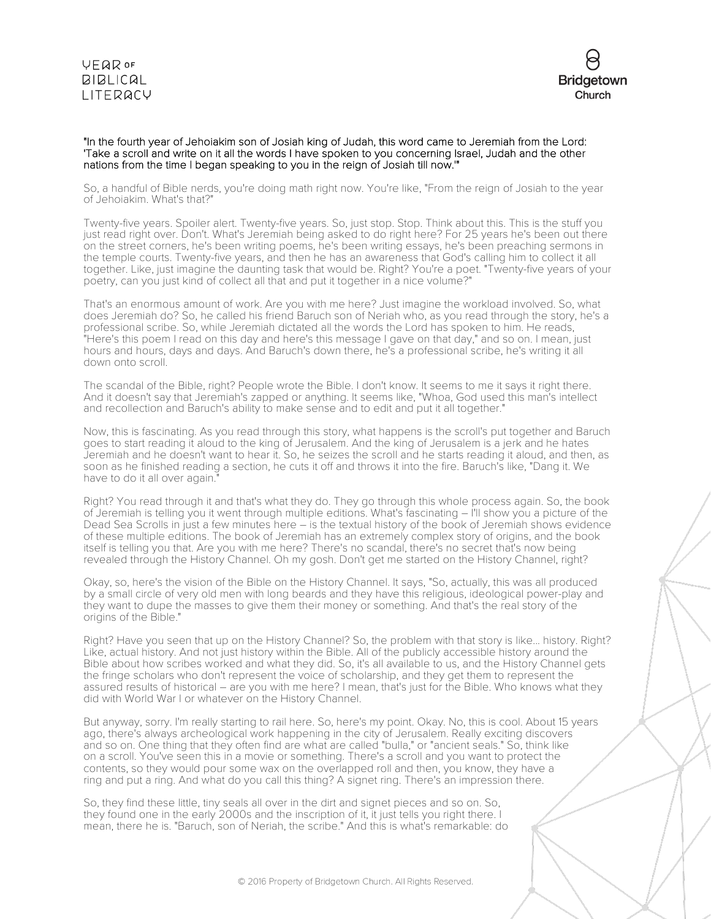**"In the fourth year of Jehoiakim son of Josiah king of Judah, this word came to Jeremiah from the Lord: 'Take a scroll and write on it all the words I have spoken to you concerning Israel, Judah and the other nations from the time I began speaking to you in the reign of Josiah till now.'"**

So, a handful of Bible nerds, you're doing math right now. You're like, "From the reign of Josiah to the year of Jehoiakim. What's that?"

Twenty-five years. Spoiler alert. Twenty-five years. So, just stop. Stop. Think about this. This is the stuff you just read right over. Don't. What's Jeremiah being asked to do right here? For 25 years he's been out there on the street corners, he's been writing poems, he's been writing essays, he's been preaching sermons in the temple courts. Twenty-five years, and then he has an awareness that God's calling him to collect it all together. Like, just imagine the daunting task that would be. Right? You're a poet. "Twenty-five years of your poetry, can you just kind of collect all that and put it together in a nice volume?"

That's an enormous amount of work. Are you with me here? Just imagine the workload involved. So, what does Jeremiah do? So, he called his friend Baruch son of Neriah who, as you read through the story, he's a professional scribe. So, while Jeremiah dictated all the words the Lord has spoken to him. He reads, "Here's this poem I read on this day and here's this message I gave on that day," and so on. I mean, just hours and hours, days and days. And Baruch's down there, he's a professional scribe, he's writing it all down onto scroll.

The scandal of the Bible, right? People wrote the Bible. I don't know. It seems to me it says it right there. And it doesn't say that Jeremiah's zapped or anything. It seems like, "Whoa, God used this man's intellect and recollection and Baruch's ability to make sense and to edit and put it all together."

Now, this is fascinating. As you read through this story, what happens is the scroll's put together and Baruch goes to start reading it aloud to the king of Jerusalem. And the king of Jerusalem is a jerk and he hates Jeremiah and he doesn't want to hear it. So, he seizes the scroll and he starts reading it aloud, and then, as soon as he finished reading a section, he cuts it off and throws it into the fire. Baruch's like, "Dang it. We have to do it all over again."

Right? You read through it and that's what they do. They go through this whole process again. So, the book of Jeremiah is telling you it went through multiple editions. What's fascinating – I'll show you a picture of the Dead Sea Scrolls in just a few minutes here – is the textual history of the book of Jeremiah shows evidence of these multiple editions. The book of Jeremiah has an extremely complex story of origins, and the book itself is telling you that. Are you with me here? There's no scandal, there's no secret that's now being revealed through the History Channel. Oh my gosh. Don't get me started on the History Channel, right?

Okay, so, here's the vision of the Bible on the History Channel. It says, "So, actually, this was all produced by a small circle of very old men with long beards and they have this religious, ideological power-play and they want to dupe the masses to give them their money or something. And that's the real story of the origins of the Bible."

Right? Have you seen that up on the History Channel? So, the problem with that story is like... history. Right? Like, actual history. And not just history within the Bible. All of the publicly accessible history around the Bible about how scribes worked and what they did. So, it's all available to us, and the History Channel gets the fringe scholars who don't represent the voice of scholarship, and they get them to represent the assured results of historical – are you with me here? I mean, that's just for the Bible. Who knows what they did with World War I or whatever on the History Channel.

But anyway, sorry. I'm really starting to rail here. So, here's my point. Okay. No, this is cool. About 15 years ago, there's always archeological work happening in the city of Jerusalem. Really exciting discovers and so on. One thing that they often find are what are called "bulla," or "ancient seals." So, think like on a scroll. You've seen this in a movie or something. There's a scroll and you want to protect the contents, so they would pour some wax on the overlapped roll and then, you know, they have a ring and put a ring. And what do you call this thing? A signet ring. There's an impression there.

So, they find these little, tiny seals all over in the dirt and signet pieces and so on. So, they found one in the early 2000s and the inscription of it, it just tells you right there. I mean, there he is. "Baruch, son of Neriah, the scribe." And this is what's remarkable: do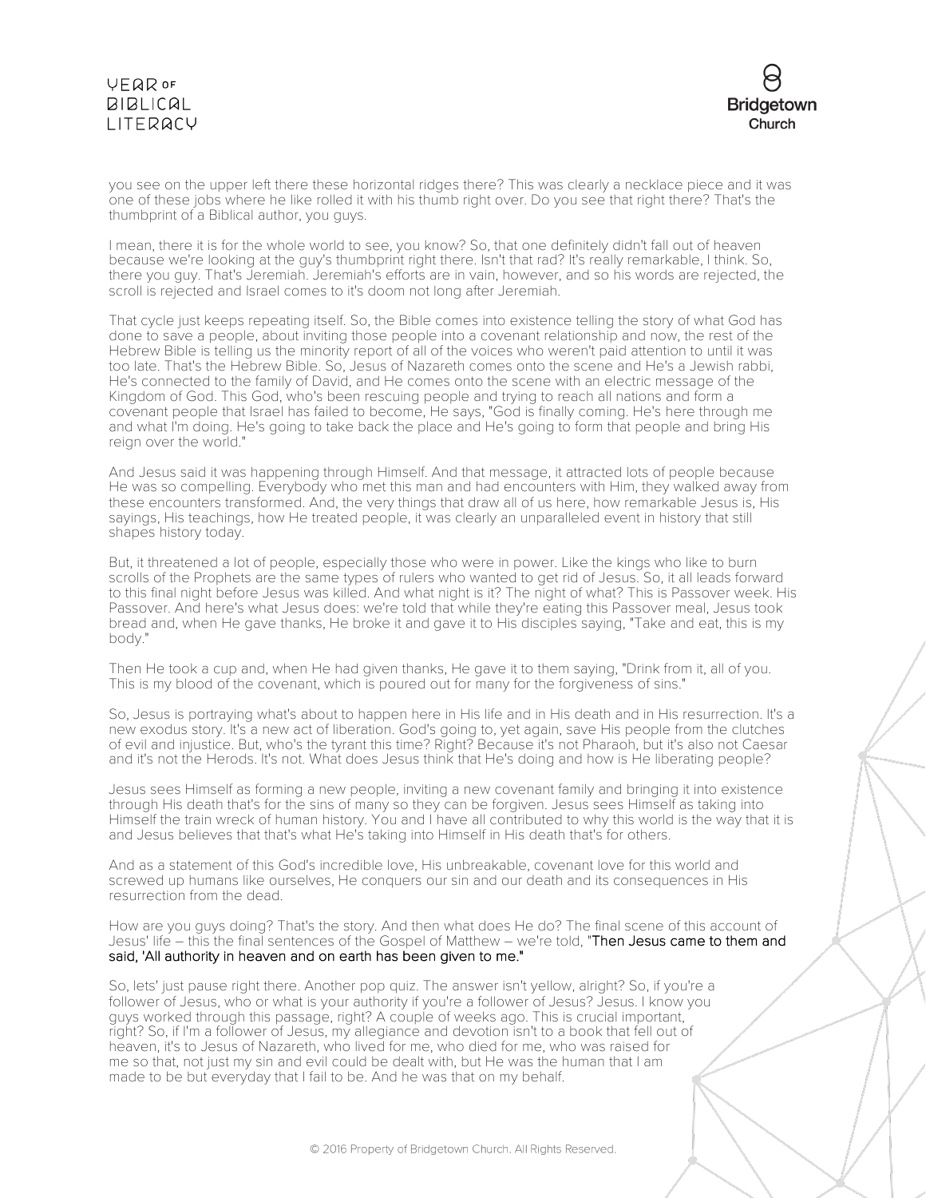you see on the upper left there these horizontal ridges there? This was clearly a necklace piece and it was one of these jobs where he like rolled it with his thumb right over. Do you see that right there? That's the thumbprint of a Biblical author, you guys.

I mean, there it is for the whole world to see, you know? So, that one definitely didn't fall out of heaven because we're looking at the guy's thumbprint right there. Isn't that rad? It's really remarkable, I think. So, there you guy. That's Jeremiah. Jeremiah's efforts are in vain, however, and so his words are rejected, the scroll is rejected and Israel comes to it's doom not long after Jeremiah.

That cycle just keeps repeating itself. So, the Bible comes into existence telling the story of what God has done to save a people, about inviting those people into a covenant relationship and now, the rest of the Hebrew Bible is telling us the minority report of all of the voices who weren't paid attention to until it was too late. That's the Hebrew Bible. So, Jesus of Nazareth comes onto the scene and He's a Jewish rabbi, He's connected to the family of David, and He comes onto the scene with an electric message of the Kingdom of God. This God, who's been rescuing people and trying to reach all nations and form a covenant people that Israel has failed to become, He says, "God is finally coming. He's here through me and what I'm doing. He's going to take back the place and He's going to form that people and bring His reign over the world."

And Jesus said it was happening through Himself. And that message, it attracted lots of people because He was so compelling. Everybody who met this man and had encounters with Him, they walked away from these encounters transformed. And, the very things that draw all of us here, how remarkable Jesus is, His sayings, His teachings, how He treated people, it was clearly an unparalleled event in history that still shapes history today.

But, it threatened a lot of people, especially those who were in power. Like the kings who like to burn scrolls of the Prophets are the same types of rulers who wanted to get rid of Jesus. So, it all leads forward to this final night before Jesus was killed. And what night is it? The night of what? This is Passover week. His Passover. And here's what Jesus does: we're told that while they're eating this Passover meal, Jesus took bread and, when He gave thanks, He broke it and gave it to His disciples saying, "Take and eat, this is my body."

Then He took a cup and, when He had given thanks, He gave it to them saying, "Drink from it, all of you. This is my blood of the covenant, which is poured out for many for the forgiveness of sins."

So, Jesus is portraying what's about to happen here in His life and in His death and in His resurrection. It's a new exodus story. It's a new act of liberation. God's going to, yet again, save His people from the clutches of evil and injustice. But, who's the tyrant this time? Right? Because it's not Pharaoh, but it's also not Caesar and it's not the Herods. It's not. What does Jesus think that He's doing and how is He liberating people?

Jesus sees Himself as forming a new people, inviting a new covenant family and bringing it into existence through His death that's for the sins of many so they can be forgiven. Jesus sees Himself as taking into Himself the train wreck of human history. You and I have all contributed to why this world is the way that it is and Jesus believes that that's what He's taking into Himself in His death that's for others.

And as a statement of this God's incredible love, His unbreakable, covenant love for this world and screwed up humans like ourselves, He conquers our sin and our death and its consequences in His resurrection from the dead.

How are you guys doing? That's the story. And then what does He do? The final scene of this account of Jesus' life – this the final sentences of the Gospel of Matthew – we're told, "Then Jesus came to them and said, 'All authority in heaven and on earth has been given to me."

So, lets' just pause right there. Another pop quiz. The answer isn't yellow, alright? So, if you're a follower of Jesus, who or what is your authority if you're a follower of Jesus? Jesus. I know you guys worked through this passage, right? A couple of weeks ago. This is crucial important, right? So, if I'm a follower of Jesus, my allegiance and devotion isn't to a book that fell out of heaven, it's to Jesus of Nazareth, who lived for me, who died for me, who was raised for me so that, not just my sin and evil could be dealt with, but He was the human that I am made to be but everyday that I fail to be. And he was that on my behalf.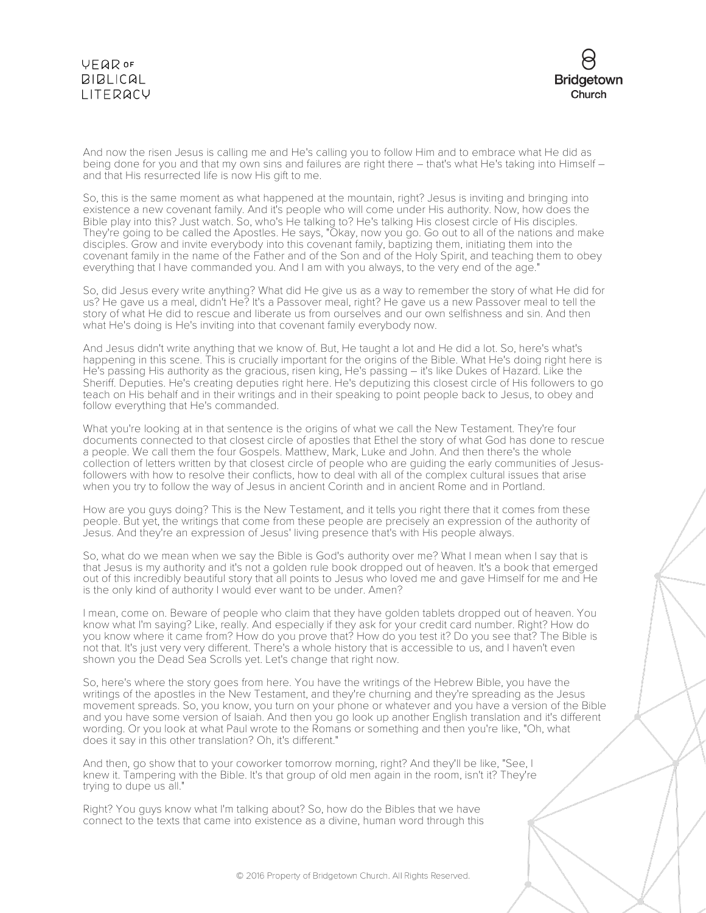And now the risen Jesus is calling me and He's calling you to follow Him and to embrace what He did as being done for you and that my own sins and failures are right there – that's what He's taking into Himself – and that His resurrected life is now His gift to me.

So, this is the same moment as what happened at the mountain, right? Jesus is inviting and bringing into existence a new covenant family. And it's people who will come under His authority. Now, how does the Bible play into this? Just watch. So, who's He talking to? He's talking His closest circle of His disciples. They're going to be called the Apostles. He says, "Okay, now you go. Go out to all of the nations and make disciples. Grow and invite everybody into this covenant family, baptizing them, initiating them into the covenant family in the name of the Father and of the Son and of the Holy Spirit, and teaching them to obey everything that I have commanded you. And I am with you always, to the very end of the age."

So, did Jesus every write anything? What did He give us as a way to remember the story of what He did for us? He gave us a meal, didn't He? It's a Passover meal, right? He gave us a new Passover meal to tell the story of what He did to rescue and liberate us from ourselves and our own selfishness and sin. And then what He's doing is He's inviting into that covenant family everybody now.

And Jesus didn't write anything that we know of. But, He taught a lot and He did a lot. So, here's what's happening in this scene. This is crucially important for the origins of the Bible. What He's doing right here is He's passing His authority as the gracious, risen king, He's passing – it's like Dukes of Hazard. Like the Sheriff. Deputies. He's creating deputies right here. He's deputizing this closest circle of His followers to go teach on His behalf and in their writings and in their speaking to point people back to Jesus, to obey and follow everything that He's commanded.

What you're looking at in that sentence is the origins of what we call the New Testament. They're four documents connected to that closest circle of apostles that Ethel the story of what God has done to rescue a people. We call them the four Gospels. Matthew, Mark, Luke and John. And then there's the whole collection of letters written by that closest circle of people who are guiding the early communities of Jesus-followers with how to resolve their conflicts, how to deal with all of the complex cultural issues that arise when you try to follow the way of Jesus in ancient Corinth and in ancient Rome and in Portland.

How are you guys doing? This is the New Testament, and it tells you right there that it comes from these people. But yet, the writings that come from these people are precisely an expression of the authority of Jesus. And they're an expression of Jesus' living presence that's with His people always.

So, what do we mean when we say the Bible is God's authority over me? What I mean when I say that is that Jesus is my authority and it's not a golden rule book dropped out of heaven. It's a book that emerged out of this incredibly beautiful story that all points to Jesus who loved me and gave Himself for me and He is the only kind of authority I would ever want to be under. Amen?

I mean, come on. Beware of people who claim that they have golden tablets dropped out of heaven. You know what I'm saying? Like, really. And especially if they ask for your credit card number. Right? How do you know where it came from? How do you prove that? How do you test it? Do you see that? The Bible is not that. It's just very very different. There's a whole history that is accessible to us, and I haven't even shown you the Dead Sea Scrolls yet. Let's change that right now.

So, here's where the story goes from here. You have the writings of the Hebrew Bible, you have the writings of the apostles in the New Testament, and they're churning and they're spreading as the Jesus movement spreads. So, you know, you turn on your phone or whatever and you have a version of the Bible and you have some version of Isaiah. And then you go look up another English translation and it's different wording. Or you look at what Paul wrote to the Romans or something and then you're like, "Oh, what does it say in this other translation? Oh, it's different."

And then, go show that to your coworker tomorrow morning, right? And they'll be like, "See, I knew it. Tampering with the Bible. It's that group of old men again in the room, isn't it? They're trying to dupe us all."

Right? You guys know what I'm talking about? So, how do the Bibles that we have connect to the texts that came into existence as a divine, human word through this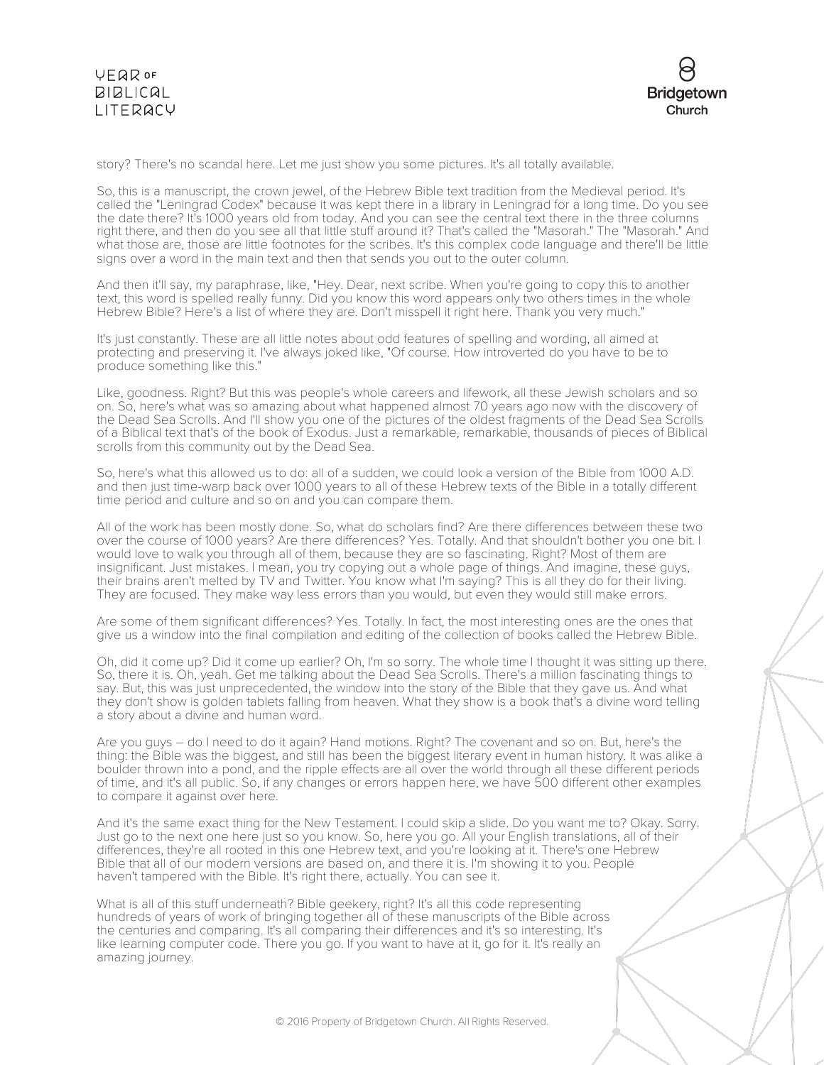story? There's no scandal here. Let me just show you some pictures. It's all totally available.

So, this is a manuscript, the crown jewel, of the Hebrew Bible text tradition from the Medieval period. It's called the "Leningrad Codex" because it was kept there in a library in Leningrad for a long time. Do you see the date there? It's 1000 years old from today. And you can see the central text there in the three columns right there, and then do you see all that little stuff around it? That's called the "Masorah." The "Masorah." And what those are, those are little footnotes for the scribes. It's this complex code language and there'll be little signs over a word in the main text and then that sends you out to the outer column.

And then it'll say, my paraphrase, like, "Hey. Dear, next scribe. When you're going to copy this to another text, this word is spelled really funny. Did you know this word appears only two others times in the whole Hebrew Bible? Here's a list of where they are. Don't misspell it right here. Thank you very much."

It's just constantly. These are all little notes about odd features of spelling and wording, all aimed at protecting and preserving it. I've always joked like, "Of course. How introverted do you have to be to produce something like this."

Like, goodness. Right? But this was people's whole careers and lifework, all these Jewish scholars and so on. So, here's what was so amazing about what happened almost 70 years ago now with the discovery of the Dead Sea Scrolls. And I'll show you one of the pictures of the oldest fragments of the Dead Sea Scrolls of a Biblical text that's of the book of Exodus. Just a remarkable, remarkable, thousands of pieces of Biblical scrolls from this community out by the Dead Sea.

So, here's what this allowed us to do: all of a sudden, we could look a version of the Bible from 1000 A.D. and then just time-warp back over 1000 years to all of these Hebrew texts of the Bible in a totally different time period and culture and so on and you can compare them.

All of the work has been mostly done. So, what do scholars find? Are there differences between these two over the course of 1000 years? Are there differences? Yes. Totally. And that shouldn't bother you one bit. I would love to walk you through all of them, because they are so fascinating. Right? Most of them are insignificant. Just mistakes. I mean, you try copying out a whole page of things. And imagine, these guys, their brains aren't melted by TV and Twitter. You know what I'm saying? This is all they do for their living. They are focused. They make way less errors than you would, but even they would still make errors.

Are some of them significant differences? Yes. Totally. In fact, the most interesting ones are the ones that give us a window into the final compilation and editing of the collection of books called the Hebrew Bible.

Oh, did it come up? Did it come up earlier? Oh, I'm so sorry. The whole time I thought it was sitting up there. So, there it is. Oh, yeah. Get me talking about the Dead Sea Scrolls. There's a million fascinating things to say. But, this was just unprecedented, the window into the story of the Bible that they gave us. And what they don't show is golden tablets falling from heaven. What they show is a book that's a divine word telling a story about a divine and human word.

Are you guys – do I need to do it again? Hand motions. Right? The covenant and so on. But, here's the thing: the Bible was the biggest, and still has been the biggest literary event in human history. It was alike a boulder thrown into a pond, and the ripple effects are all over the world through all these different periods of time, and it's all public. So, if any changes or errors happen here, we have 500 different other examples to compare it against over here.

And it's the same exact thing for the New Testament. I could skip a slide. Do you want me to? Okay. Sorry. Just go to the next one here just so you know. So, here you go. All your English translations, all of their differences, they're all rooted in this one Hebrew text, and you're looking at it. There's one Hebrew Bible that all of our modern versions are based on, and there it is. I'm showing it to you. People haven't tampered with the Bible. It's right there, actually. You can see it.

What is all of this stuff underneath? Bible geekery, right? It's all this code representing hundreds of years of work of bringing together all of these manuscripts of the Bible across the centuries and comparing. It's all comparing their differences and it's so interesting. It's like learning computer code. There you go. If you want to have at it, go for it. It's really an amazing journey.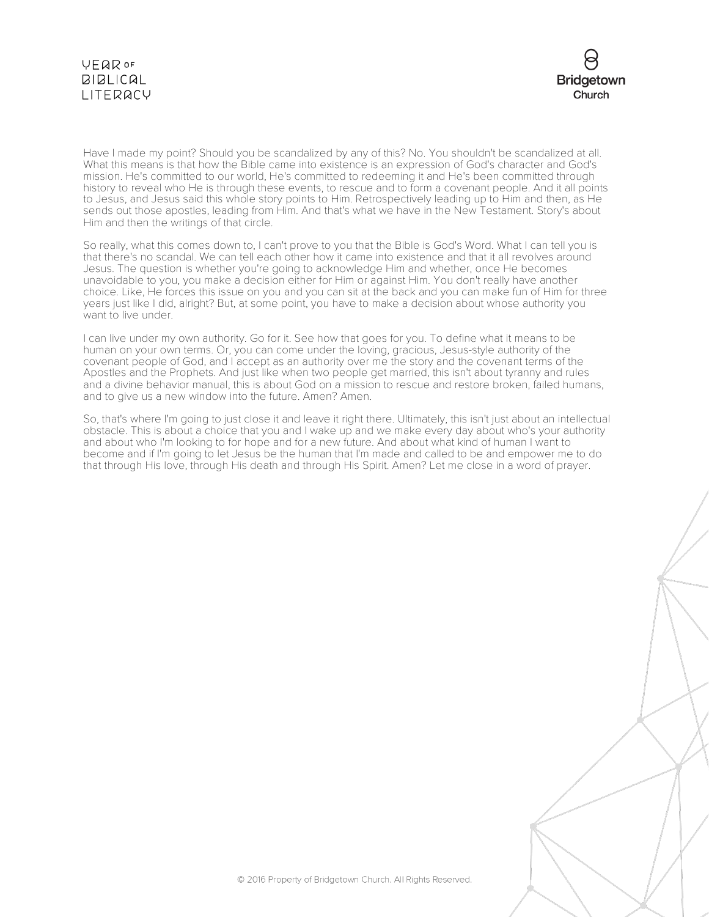Have I made my point? Should you be scandalized by any of this? No. You shouldn't be scandalized at all. What this means is that how the Bible came into existence is an expression of God's character and God's mission. He's committed to our world, He's committed to redeeming it and He's been committed through history to reveal who He is through these events, to rescue and to form a covenant people. And it all points to Jesus, and Jesus said this whole story points to Him. Retrospectively leading up to Him and then, as He sends out those apostles, leading from Him. And that's what we have in the New Testament. Story's about Him and then the writings of that circle.

So really, what this comes down to, I can't prove to you that the Bible is God's Word. What I can tell you is that there's no scandal. We can tell each other how it came into existence and that it all revolves around Jesus. The question is whether you're going to acknowledge Him and whether, once He becomes unavoidable to you, you make a decision either for Him or against Him. You don't really have another choice. Like, He forces this issue on you and you can sit at the back and you can make fun of Him for three years just like I did, alright? But, at some point, you have to make a decision about whose authority you want to live under.

I can live under my own authority. Go for it. See how that goes for you. To define what it means to be human on your own terms. Or, you can come under the loving, gracious, Jesus-style authority of the covenant people of God, and I accept as an authority over me the story and the covenant terms of the Apostles and the Prophets. And just like when two people get married, this isn't about tyranny and rules and a divine behavior manual, this is about God on a mission to rescue and restore broken, failed humans, and to give us a new window into the future. Amen? Amen.

So, that's where I'm going to just close it and leave it right there. Ultimately, this isn't just about an intellectual obstacle. This is about a choice that you and I wake up and we make every day about who's your authority and about who I'm looking to for hope and for a new future. And about what kind of human I want to become and if I'm going to let Jesus be the human that I'm made and called to be and empower me to do that through His love, through His death and through His Spirit. Amen? Let me close in a word of prayer.